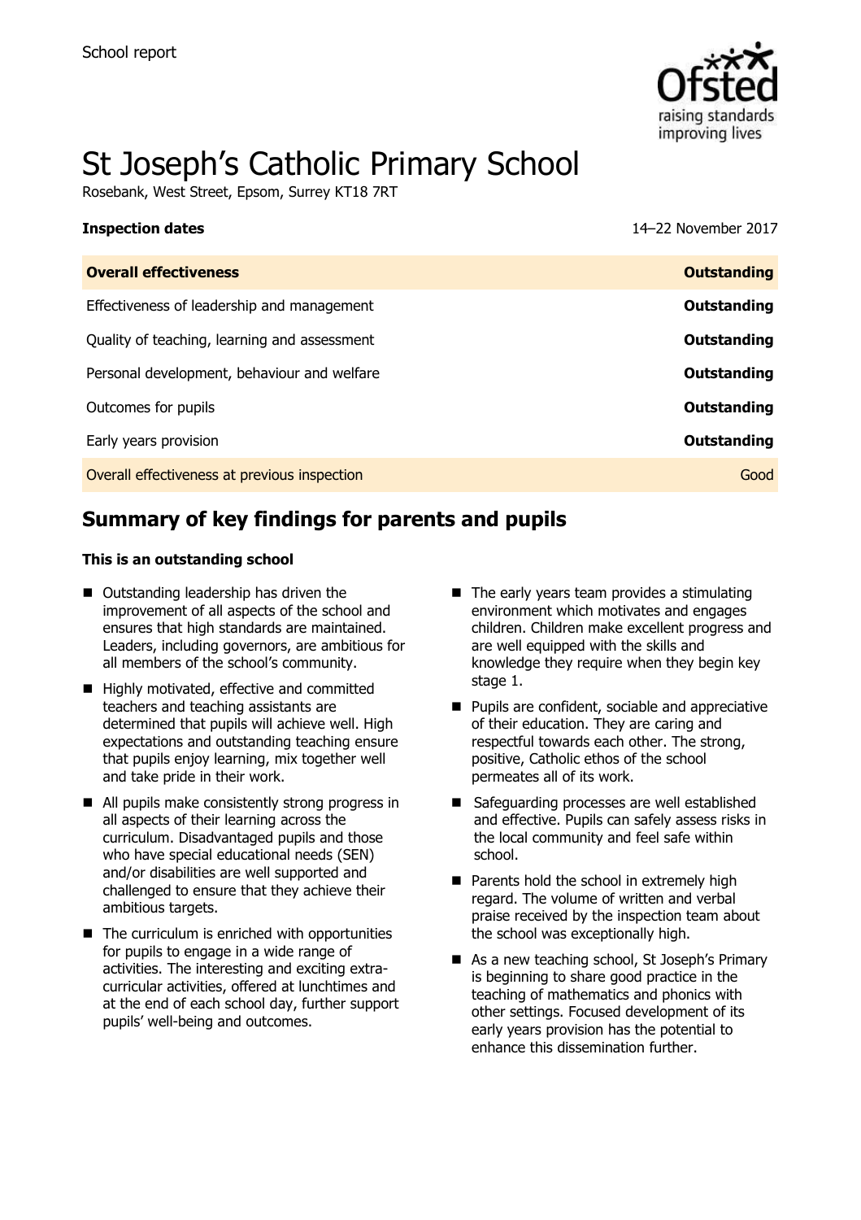School report

# St Joseph's Catholic Primary School

Rosebank, West Street, Epsom, Surrey KT18 7RT

**Inspection dates** 14–22 November 2017

| **Overall effectiveness** | **Outstanding** |
|---|---|
| Effectiveness of leadership and management | **Outstanding** |
| Quality of teaching, learning and assessment | **Outstanding** |
| Personal development, behaviour and welfare | **Outstanding** |
| Outcomes for pupils | **Outstanding** |
| Early years provision | **Outstanding** |
| Overall effectiveness at previous inspection | Good |

## Summary of key findings for parents and pupils

**This is an outstanding school**

- Outstanding leadership has driven the improvement of all aspects of the school and ensures that high standards are maintained. Leaders, including governors, are ambitious for all members of the school's community.
- Highly motivated, effective and committed teachers and teaching assistants are determined that pupils will achieve well. High expectations and outstanding teaching ensure that pupils enjoy learning, mix together well and take pride in their work.
- All pupils make consistently strong progress in all aspects of their learning across the curriculum. Disadvantaged pupils and those who have special educational needs (SEN) and/or disabilities are well supported and challenged to ensure that they achieve their ambitious targets.
- The curriculum is enriched with opportunities for pupils to engage in a wide range of activities. The interesting and exciting extra-curricular activities, offered at lunchtimes and at the end of each school day, further support pupils' well-being and outcomes.
- The early years team provides a stimulating environment which motivates and engages children. Children make excellent progress and are well equipped with the skills and knowledge they require when they begin key stage 1.
- Pupils are confident, sociable and appreciative of their education. They are caring and respectful towards each other. The strong, positive, Catholic ethos of the school permeates all of its work.
- Safeguarding processes are well established and effective. Pupils can safely assess risks in the local community and feel safe within school.
- Parents hold the school in extremely high regard. The volume of written and verbal praise received by the inspection team about the school was exceptionally high.
- As a new teaching school, St Joseph's Primary is beginning to share good practice in the teaching of mathematics and phonics with other settings. Focused development of its early years provision has the potential to enhance this dissemination further.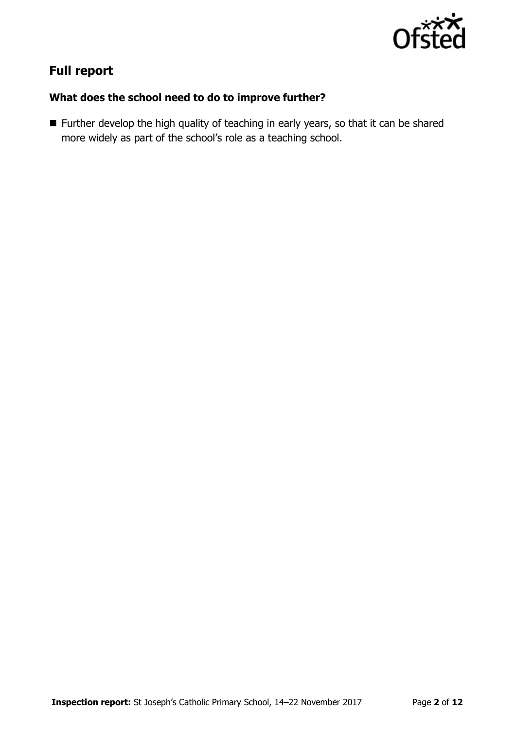## Full report

### What does the school need to do to improve further?

- Further develop the high quality of teaching in early years, so that it can be shared more widely as part of the school's role as a teaching school.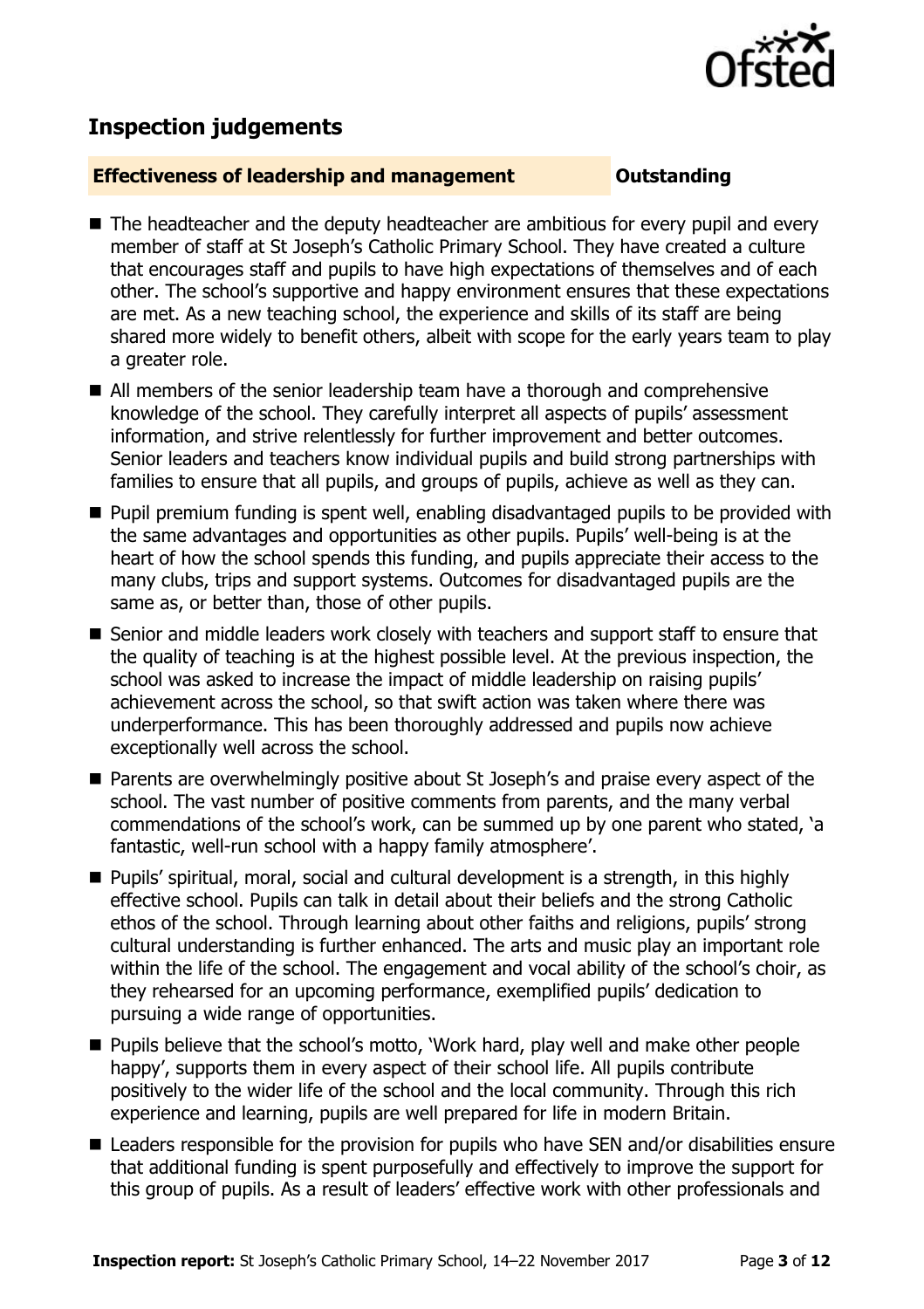## Inspection judgements

**Effectiveness of leadership and management** **Outstanding**

- The headteacher and the deputy headteacher are ambitious for every pupil and every member of staff at St Joseph's Catholic Primary School. They have created a culture that encourages staff and pupils to have high expectations of themselves and of each other. The school's supportive and happy environment ensures that these expectations are met. As a new teaching school, the experience and skills of its staff are being shared more widely to benefit others, albeit with scope for the early years team to play a greater role.
- All members of the senior leadership team have a thorough and comprehensive knowledge of the school. They carefully interpret all aspects of pupils' assessment information, and strive relentlessly for further improvement and better outcomes. Senior leaders and teachers know individual pupils and build strong partnerships with families to ensure that all pupils, and groups of pupils, achieve as well as they can.
- Pupil premium funding is spent well, enabling disadvantaged pupils to be provided with the same advantages and opportunities as other pupils. Pupils' well-being is at the heart of how the school spends this funding, and pupils appreciate their access to the many clubs, trips and support systems. Outcomes for disadvantaged pupils are the same as, or better than, those of other pupils.
- Senior and middle leaders work closely with teachers and support staff to ensure that the quality of teaching is at the highest possible level. At the previous inspection, the school was asked to increase the impact of middle leadership on raising pupils' achievement across the school, so that swift action was taken where there was underperformance. This has been thoroughly addressed and pupils now achieve exceptionally well across the school.
- Parents are overwhelmingly positive about St Joseph's and praise every aspect of the school. The vast number of positive comments from parents, and the many verbal commendations of the school's work, can be summed up by one parent who stated, 'a fantastic, well-run school with a happy family atmosphere'.
- Pupils' spiritual, moral, social and cultural development is a strength, in this highly effective school. Pupils can talk in detail about their beliefs and the strong Catholic ethos of the school. Through learning about other faiths and religions, pupils' strong cultural understanding is further enhanced. The arts and music play an important role within the life of the school. The engagement and vocal ability of the school's choir, as they rehearsed for an upcoming performance, exemplified pupils' dedication to pursuing a wide range of opportunities.
- Pupils believe that the school's motto, 'Work hard, play well and make other people happy', supports them in every aspect of their school life. All pupils contribute positively to the wider life of the school and the local community. Through this rich experience and learning, pupils are well prepared for life in modern Britain.
- Leaders responsible for the provision for pupils who have SEN and/or disabilities ensure that additional funding is spent purposefully and effectively to improve the support for this group of pupils. As a result of leaders' effective work with other professionals and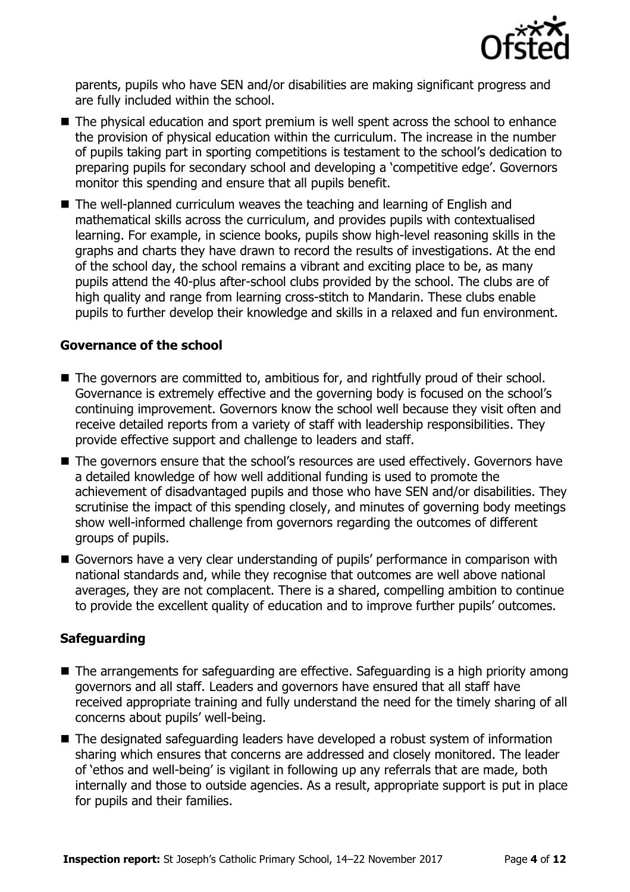parents, pupils who have SEN and/or disabilities are making significant progress and are fully included within the school.

- The physical education and sport premium is well spent across the school to enhance the provision of physical education within the curriculum. The increase in the number of pupils taking part in sporting competitions is testament to the school's dedication to preparing pupils for secondary school and developing a 'competitive edge'. Governors monitor this spending and ensure that all pupils benefit.
- The well-planned curriculum weaves the teaching and learning of English and mathematical skills across the curriculum, and provides pupils with contextualised learning. For example, in science books, pupils show high-level reasoning skills in the graphs and charts they have drawn to record the results of investigations. At the end of the school day, the school remains a vibrant and exciting place to be, as many pupils attend the 40-plus after-school clubs provided by the school. The clubs are of high quality and range from learning cross-stitch to Mandarin. These clubs enable pupils to further develop their knowledge and skills in a relaxed and fun environment.

### Governance of the school

- The governors are committed to, ambitious for, and rightfully proud of their school. Governance is extremely effective and the governing body is focused on the school's continuing improvement. Governors know the school well because they visit often and receive detailed reports from a variety of staff with leadership responsibilities. They provide effective support and challenge to leaders and staff.
- The governors ensure that the school's resources are used effectively. Governors have a detailed knowledge of how well additional funding is used to promote the achievement of disadvantaged pupils and those who have SEN and/or disabilities. They scrutinise the impact of this spending closely, and minutes of governing body meetings show well-informed challenge from governors regarding the outcomes of different groups of pupils.
- Governors have a very clear understanding of pupils' performance in comparison with national standards and, while they recognise that outcomes are well above national averages, they are not complacent. There is a shared, compelling ambition to continue to provide the excellent quality of education and to improve further pupils' outcomes.

### Safeguarding

- The arrangements for safeguarding are effective. Safeguarding is a high priority among governors and all staff. Leaders and governors have ensured that all staff have received appropriate training and fully understand the need for the timely sharing of all concerns about pupils' well-being.
- The designated safeguarding leaders have developed a robust system of information sharing which ensures that concerns are addressed and closely monitored. The leader of 'ethos and well-being' is vigilant in following up any referrals that are made, both internally and those to outside agencies. As a result, appropriate support is put in place for pupils and their families.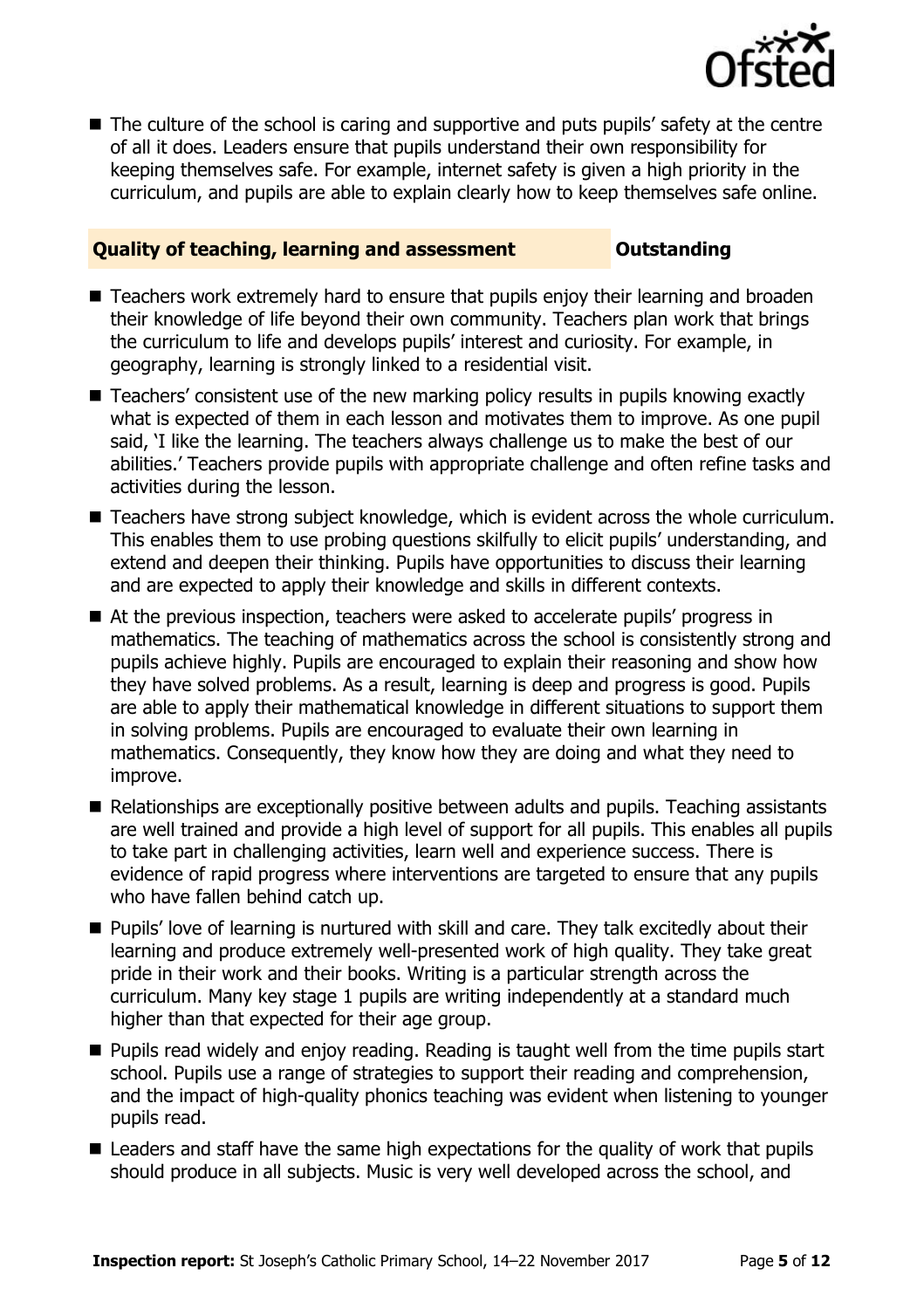- The culture of the school is caring and supportive and puts pupils' safety at the centre of all it does. Leaders ensure that pupils understand their own responsibility for keeping themselves safe. For example, internet safety is given a high priority in the curriculum, and pupils are able to explain clearly how to keep themselves safe online.

### Quality of teaching, learning and assessment — Outstanding

- Teachers work extremely hard to ensure that pupils enjoy their learning and broaden their knowledge of life beyond their own community. Teachers plan work that brings the curriculum to life and develops pupils' interest and curiosity. For example, in geography, learning is strongly linked to a residential visit.
- Teachers' consistent use of the new marking policy results in pupils knowing exactly what is expected of them in each lesson and motivates them to improve. As one pupil said, 'I like the learning. The teachers always challenge us to make the best of our abilities.' Teachers provide pupils with appropriate challenge and often refine tasks and activities during the lesson.
- Teachers have strong subject knowledge, which is evident across the whole curriculum. This enables them to use probing questions skilfully to elicit pupils' understanding, and extend and deepen their thinking. Pupils have opportunities to discuss their learning and are expected to apply their knowledge and skills in different contexts.
- At the previous inspection, teachers were asked to accelerate pupils' progress in mathematics. The teaching of mathematics across the school is consistently strong and pupils achieve highly. Pupils are encouraged to explain their reasoning and show how they have solved problems. As a result, learning is deep and progress is good. Pupils are able to apply their mathematical knowledge in different situations to support them in solving problems. Pupils are encouraged to evaluate their own learning in mathematics. Consequently, they know how they are doing and what they need to improve.
- Relationships are exceptionally positive between adults and pupils. Teaching assistants are well trained and provide a high level of support for all pupils. This enables all pupils to take part in challenging activities, learn well and experience success. There is evidence of rapid progress where interventions are targeted to ensure that any pupils who have fallen behind catch up.
- Pupils' love of learning is nurtured with skill and care. They talk excitedly about their learning and produce extremely well-presented work of high quality. They take great pride in their work and their books. Writing is a particular strength across the curriculum. Many key stage 1 pupils are writing independently at a standard much higher than that expected for their age group.
- Pupils read widely and enjoy reading. Reading is taught well from the time pupils start school. Pupils use a range of strategies to support their reading and comprehension, and the impact of high-quality phonics teaching was evident when listening to younger pupils read.
- Leaders and staff have the same high expectations for the quality of work that pupils should produce in all subjects. Music is very well developed across the school, and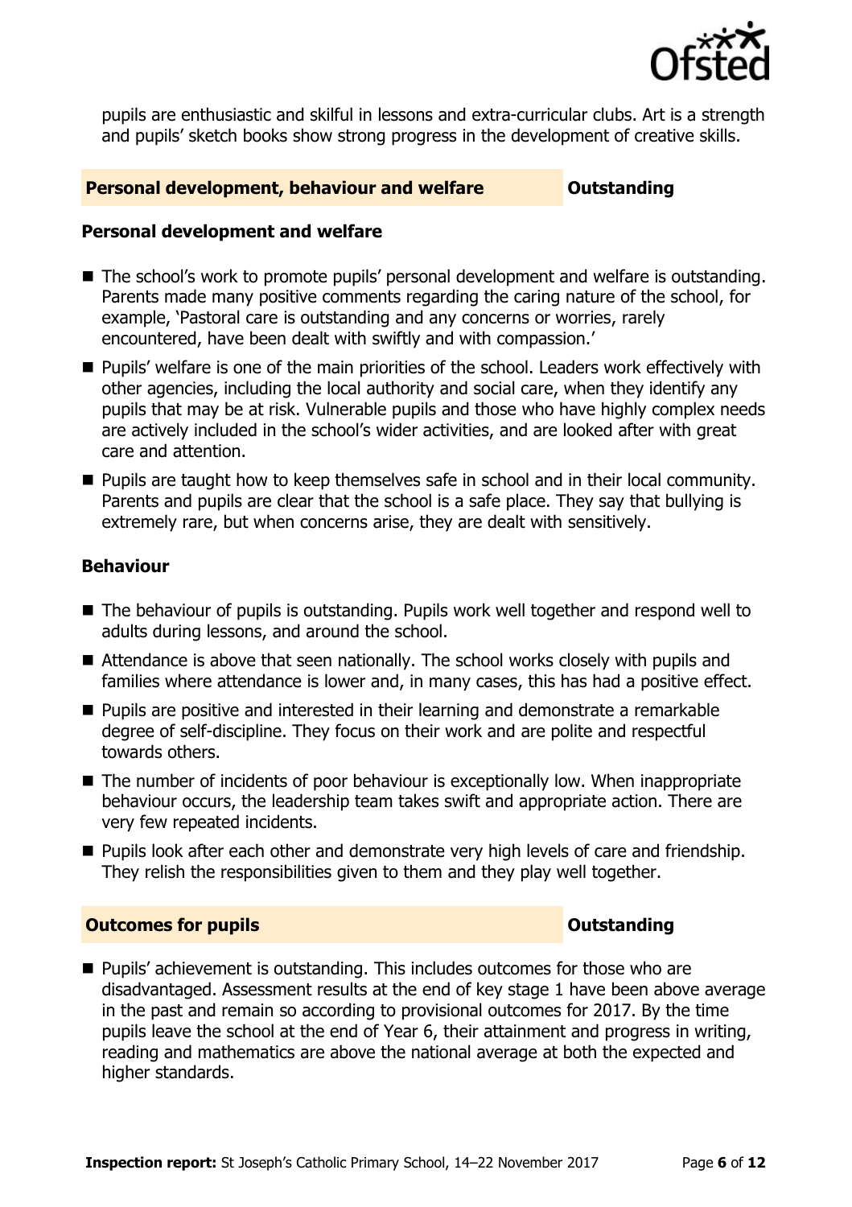pupils are enthusiastic and skilful in lessons and extra-curricular clubs. Art is a strength and pupils' sketch books show strong progress in the development of creative skills.

## Personal development, behaviour and welfare — Outstanding

### Personal development and welfare

- The school's work to promote pupils' personal development and welfare is outstanding. Parents made many positive comments regarding the caring nature of the school, for example, 'Pastoral care is outstanding and any concerns or worries, rarely encountered, have been dealt with swiftly and with compassion.'
- Pupils' welfare is one of the main priorities of the school. Leaders work effectively with other agencies, including the local authority and social care, when they identify any pupils that may be at risk. Vulnerable pupils and those who have highly complex needs are actively included in the school's wider activities, and are looked after with great care and attention.
- Pupils are taught how to keep themselves safe in school and in their local community. Parents and pupils are clear that the school is a safe place. They say that bullying is extremely rare, but when concerns arise, they are dealt with sensitively.

### Behaviour

- The behaviour of pupils is outstanding. Pupils work well together and respond well to adults during lessons, and around the school.
- Attendance is above that seen nationally. The school works closely with pupils and families where attendance is lower and, in many cases, this has had a positive effect.
- Pupils are positive and interested in their learning and demonstrate a remarkable degree of self-discipline. They focus on their work and are polite and respectful towards others.
- The number of incidents of poor behaviour is exceptionally low. When inappropriate behaviour occurs, the leadership team takes swift and appropriate action. There are very few repeated incidents.
- Pupils look after each other and demonstrate very high levels of care and friendship. They relish the responsibilities given to them and they play well together.

## Outcomes for pupils — Outstanding

- Pupils' achievement is outstanding. This includes outcomes for those who are disadvantaged. Assessment results at the end of key stage 1 have been above average in the past and remain so according to provisional outcomes for 2017. By the time pupils leave the school at the end of Year 6, their attainment and progress in writing, reading and mathematics are above the national average at both the expected and higher standards.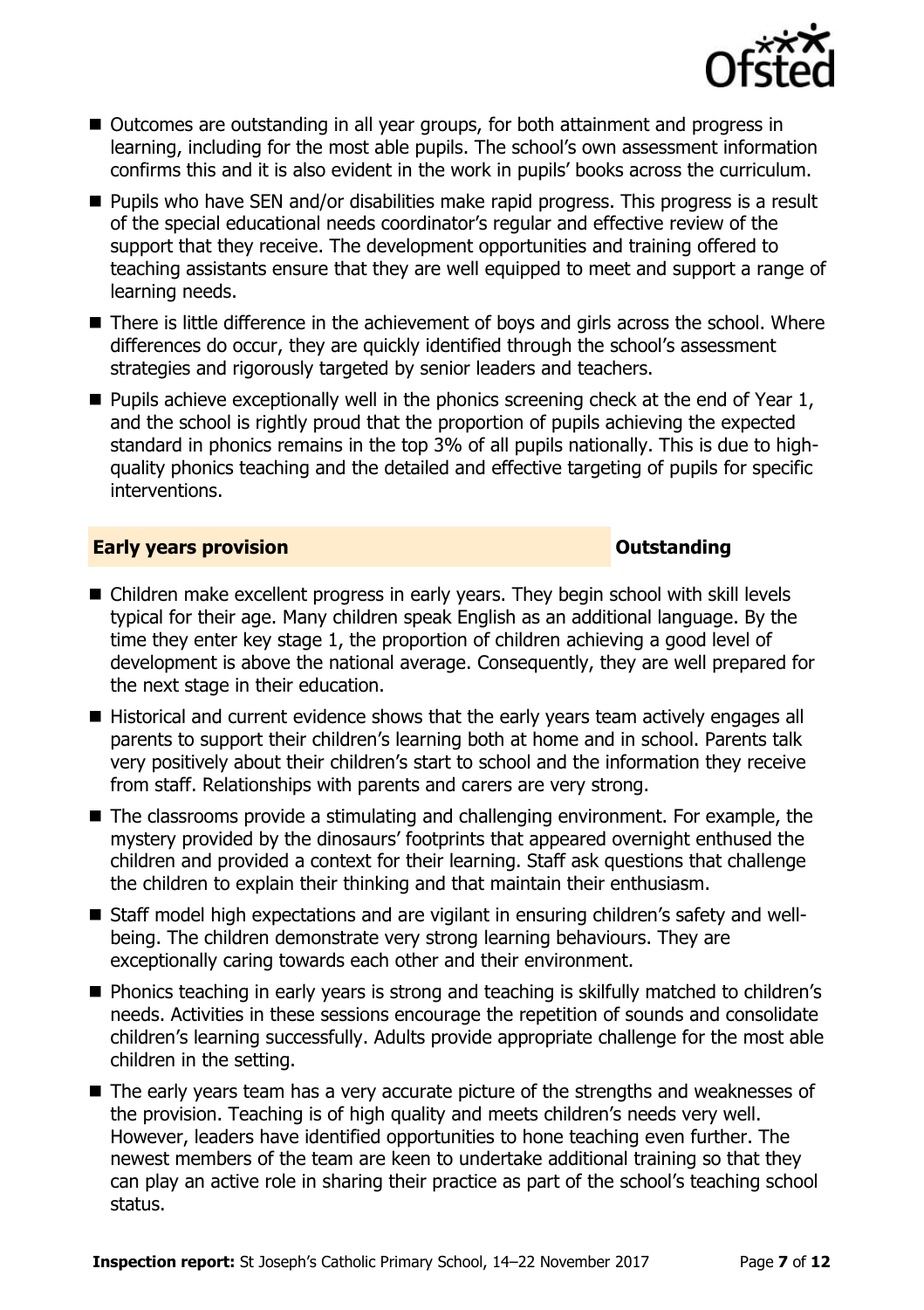- Outcomes are outstanding in all year groups, for both attainment and progress in learning, including for the most able pupils. The school's own assessment information confirms this and it is also evident in the work in pupils' books across the curriculum.
- Pupils who have SEN and/or disabilities make rapid progress. This progress is a result of the special educational needs coordinator's regular and effective review of the support that they receive. The development opportunities and training offered to teaching assistants ensure that they are well equipped to meet and support a range of learning needs.
- There is little difference in the achievement of boys and girls across the school. Where differences do occur, they are quickly identified through the school's assessment strategies and rigorously targeted by senior leaders and teachers.
- Pupils achieve exceptionally well in the phonics screening check at the end of Year 1, and the school is rightly proud that the proportion of pupils achieving the expected standard in phonics remains in the top 3% of all pupils nationally. This is due to high-quality phonics teaching and the detailed and effective targeting of pupils for specific interventions.

## Early years provision — Outstanding

- Children make excellent progress in early years. They begin school with skill levels typical for their age. Many children speak English as an additional language. By the time they enter key stage 1, the proportion of children achieving a good level of development is above the national average. Consequently, they are well prepared for the next stage in their education.
- Historical and current evidence shows that the early years team actively engages all parents to support their children's learning both at home and in school. Parents talk very positively about their children's start to school and the information they receive from staff. Relationships with parents and carers are very strong.
- The classrooms provide a stimulating and challenging environment. For example, the mystery provided by the dinosaurs' footprints that appeared overnight enthused the children and provided a context for their learning. Staff ask questions that challenge the children to explain their thinking and that maintain their enthusiasm.
- Staff model high expectations and are vigilant in ensuring children's safety and well-being. The children demonstrate very strong learning behaviours. They are exceptionally caring towards each other and their environment.
- Phonics teaching in early years is strong and teaching is skilfully matched to children's needs. Activities in these sessions encourage the repetition of sounds and consolidate children's learning successfully. Adults provide appropriate challenge for the most able children in the setting.
- The early years team has a very accurate picture of the strengths and weaknesses of the provision. Teaching is of high quality and meets children's needs very well. However, leaders have identified opportunities to hone teaching even further. The newest members of the team are keen to undertake additional training so that they can play an active role in sharing their practice as part of the school's teaching school status.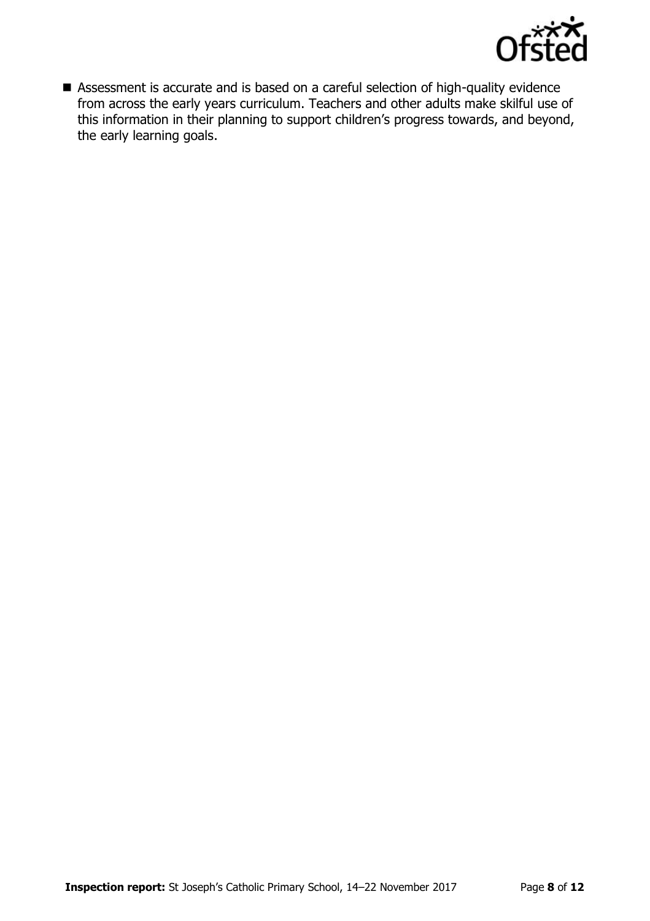- Assessment is accurate and is based on a careful selection of high-quality evidence from across the early years curriculum. Teachers and other adults make skilful use of this information in their planning to support children's progress towards, and beyond, the early learning goals.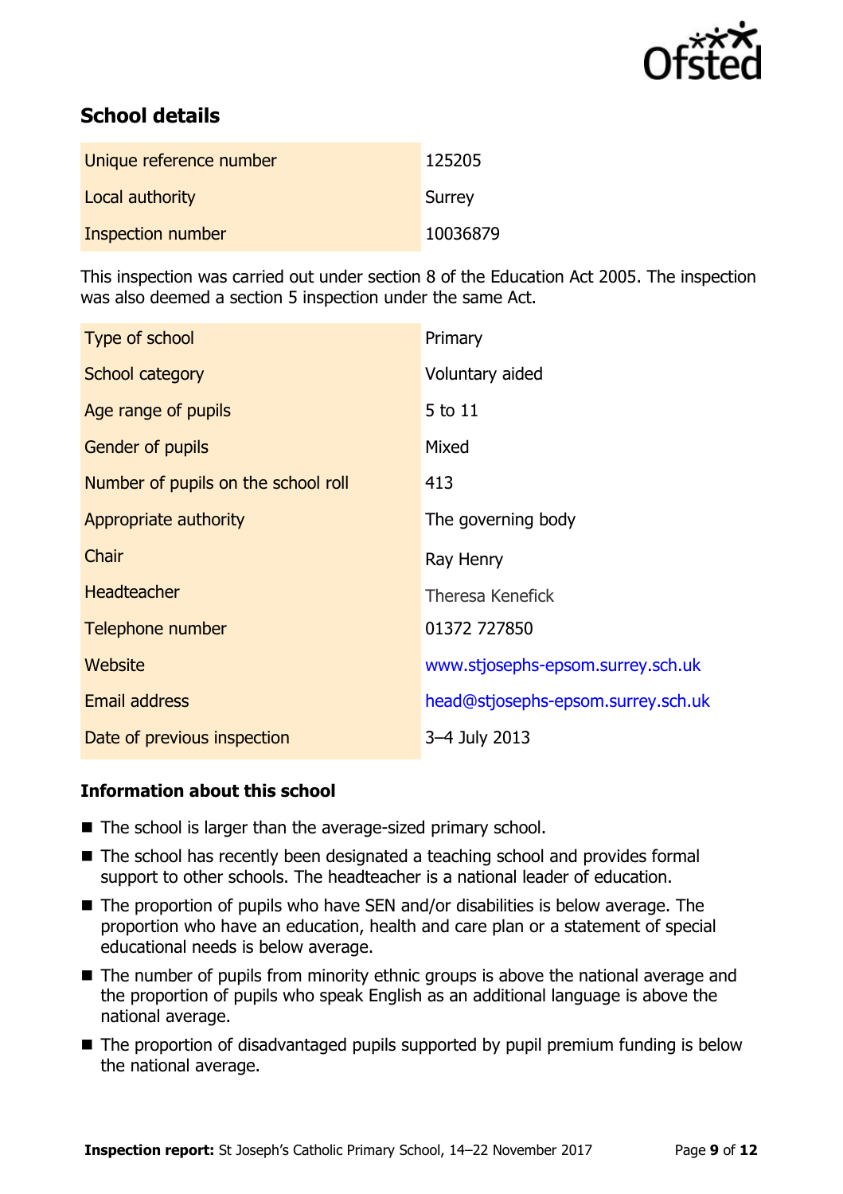## School details

| | |
|---|---|
| Unique reference number | 125205 |
| Local authority | Surrey |
| Inspection number | 10036879 |

This inspection was carried out under section 8 of the Education Act 2005. The inspection was also deemed a section 5 inspection under the same Act.

| | |
|---|---|
| Type of school | Primary |
| School category | Voluntary aided |
| Age range of pupils | 5 to 11 |
| Gender of pupils | Mixed |
| Number of pupils on the school roll | 413 |
| Appropriate authority | The governing body |
| Chair | Ray Henry |
| Headteacher | Theresa Kenefick |
| Telephone number | 01372 727850 |
| Website | www.stjosephs-epsom.surrey.sch.uk |
| Email address | head@stjosephs-epsom.surrey.sch.uk |
| Date of previous inspection | 3–4 July 2013 |

### Information about this school

- The school is larger than the average-sized primary school.
- The school has recently been designated a teaching school and provides formal support to other schools. The headteacher is a national leader of education.
- The proportion of pupils who have SEN and/or disabilities is below average. The proportion who have an education, health and care plan or a statement of special educational needs is below average.
- The number of pupils from minority ethnic groups is above the national average and the proportion of pupils who speak English as an additional language is above the national average.
- The proportion of disadvantaged pupils supported by pupil premium funding is below the national average.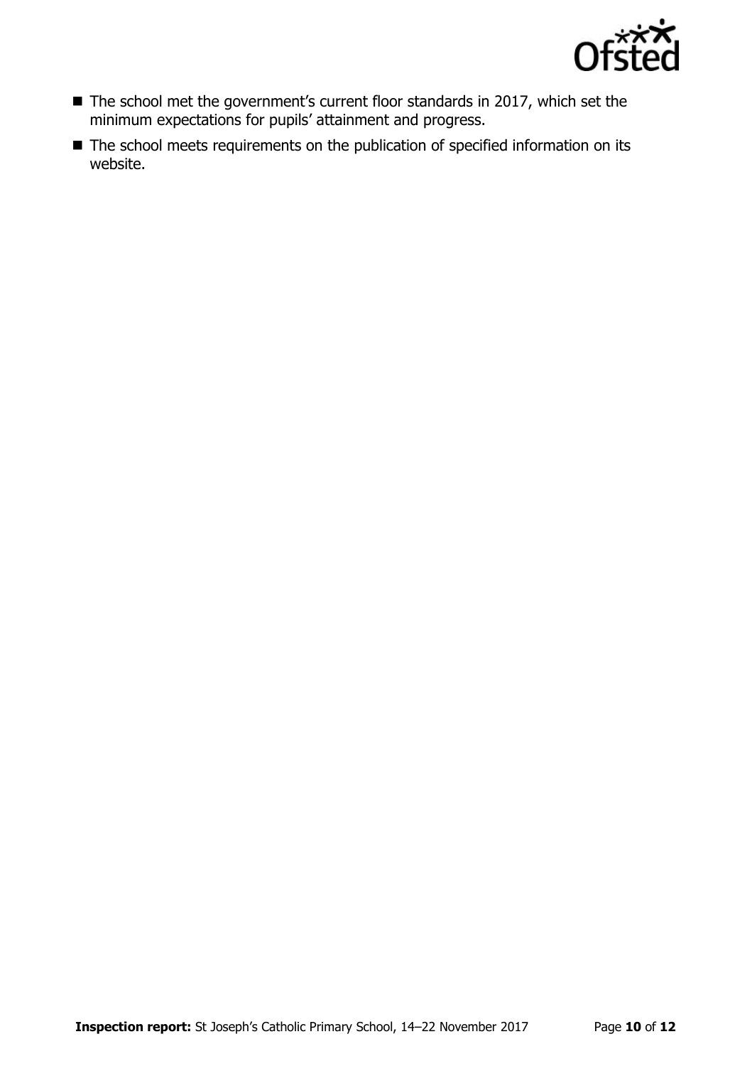- The school met the government's current floor standards in 2017, which set the minimum expectations for pupils' attainment and progress.
- The school meets requirements on the publication of specified information on its website.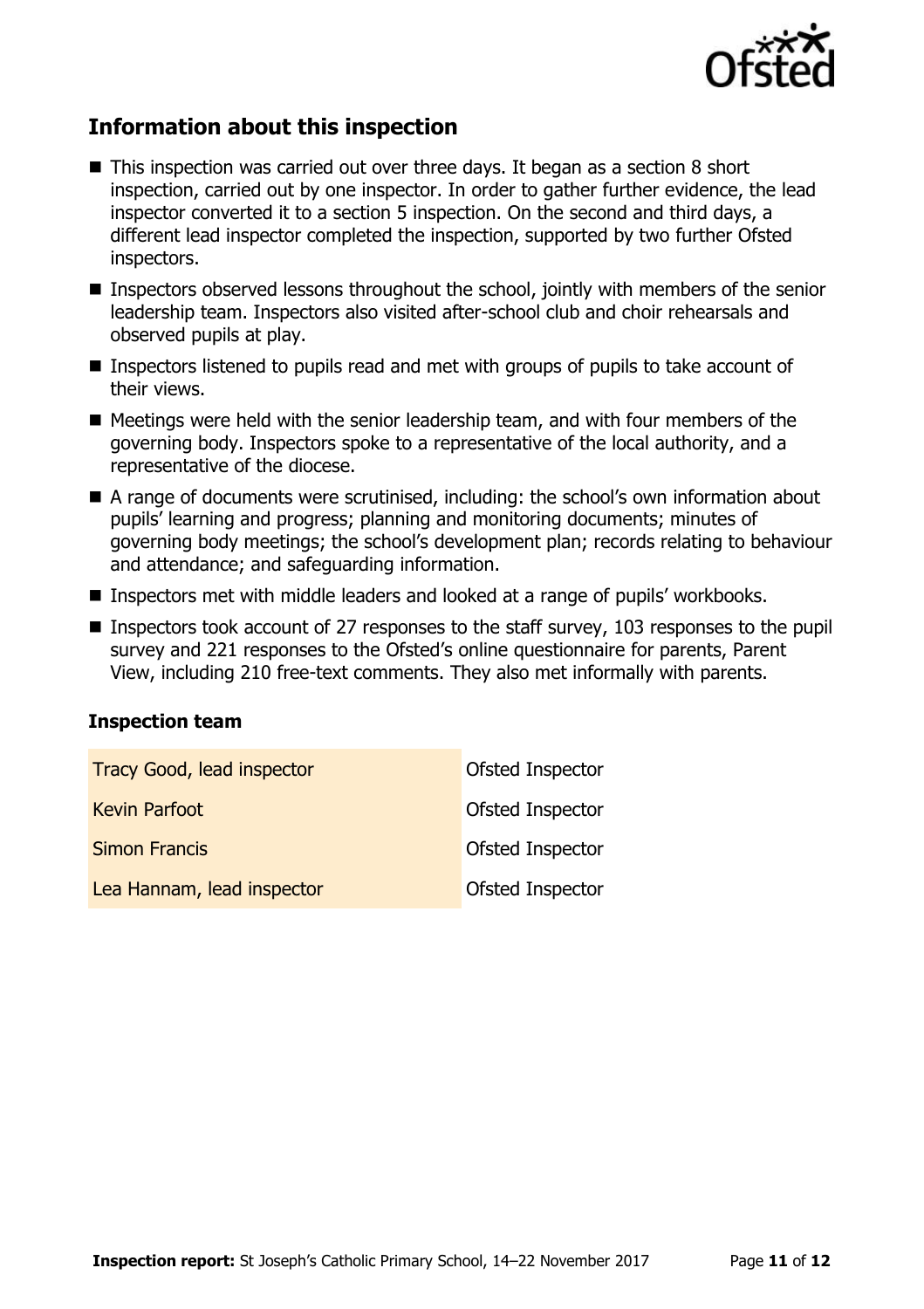## Information about this inspection

- This inspection was carried out over three days. It began as a section 8 short inspection, carried out by one inspector. In order to gather further evidence, the lead inspector converted it to a section 5 inspection. On the second and third days, a different lead inspector completed the inspection, supported by two further Ofsted inspectors.
- Inspectors observed lessons throughout the school, jointly with members of the senior leadership team. Inspectors also visited after-school club and choir rehearsals and observed pupils at play.
- Inspectors listened to pupils read and met with groups of pupils to take account of their views.
- Meetings were held with the senior leadership team, and with four members of the governing body. Inspectors spoke to a representative of the local authority, and a representative of the diocese.
- A range of documents were scrutinised, including: the school's own information about pupils' learning and progress; planning and monitoring documents; minutes of governing body meetings; the school's development plan; records relating to behaviour and attendance; and safeguarding information.
- Inspectors met with middle leaders and looked at a range of pupils' workbooks.
- Inspectors took account of 27 responses to the staff survey, 103 responses to the pupil survey and 221 responses to the Ofsted's online questionnaire for parents, Parent View, including 210 free-text comments. They also met informally with parents.

### Inspection team

| | |
|---|---|
| Tracy Good, lead inspector | Ofsted Inspector |
| Kevin Parfoot | Ofsted Inspector |
| Simon Francis | Ofsted Inspector |
| Lea Hannam, lead inspector | Ofsted Inspector |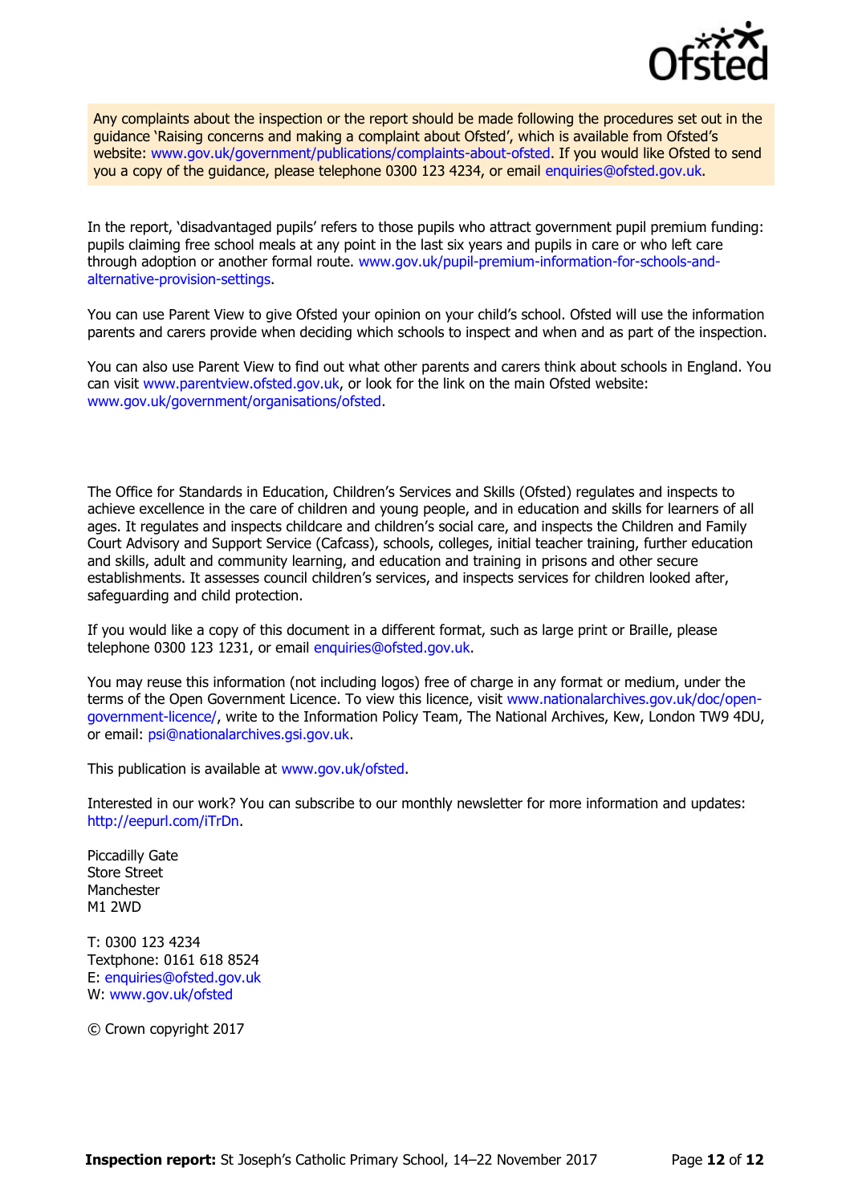Any complaints about the inspection or the report should be made following the procedures set out in the guidance 'Raising concerns and making a complaint about Ofsted', which is available from Ofsted's website: www.gov.uk/government/publications/complaints-about-ofsted. If you would like Ofsted to send you a copy of the guidance, please telephone 0300 123 4234, or email enquiries@ofsted.gov.uk.

In the report, 'disadvantaged pupils' refers to those pupils who attract government pupil premium funding: pupils claiming free school meals at any point in the last six years and pupils in care or who left care through adoption or another formal route. www.gov.uk/pupil-premium-information-for-schools-and-alternative-provision-settings.

You can use Parent View to give Ofsted your opinion on your child's school. Ofsted will use the information parents and carers provide when deciding which schools to inspect and when and as part of the inspection.

You can also use Parent View to find out what other parents and carers think about schools in England. You can visit www.parentview.ofsted.gov.uk, or look for the link on the main Ofsted website: www.gov.uk/government/organisations/ofsted.

The Office for Standards in Education, Children's Services and Skills (Ofsted) regulates and inspects to achieve excellence in the care of children and young people, and in education and skills for learners of all ages. It regulates and inspects childcare and children's social care, and inspects the Children and Family Court Advisory and Support Service (Cafcass), schools, colleges, initial teacher training, further education and skills, adult and community learning, and education and training in prisons and other secure establishments. It assesses council children's services, and inspects services for children looked after, safeguarding and child protection.

If you would like a copy of this document in a different format, such as large print or Braille, please telephone 0300 123 1231, or email enquiries@ofsted.gov.uk.

You may reuse this information (not including logos) free of charge in any format or medium, under the terms of the Open Government Licence. To view this licence, visit www.nationalarchives.gov.uk/doc/open-government-licence/, write to the Information Policy Team, The National Archives, Kew, London TW9 4DU, or email: psi@nationalarchives.gsi.gov.uk.

This publication is available at www.gov.uk/ofsted.

Interested in our work? You can subscribe to our monthly newsletter for more information and updates: http://eepurl.com/iTrDn.

Piccadilly Gate
Store Street
Manchester
M1 2WD

T: 0300 123 4234
Textphone: 0161 618 8524
E: enquiries@ofsted.gov.uk
W: www.gov.uk/ofsted

© Crown copyright 2017